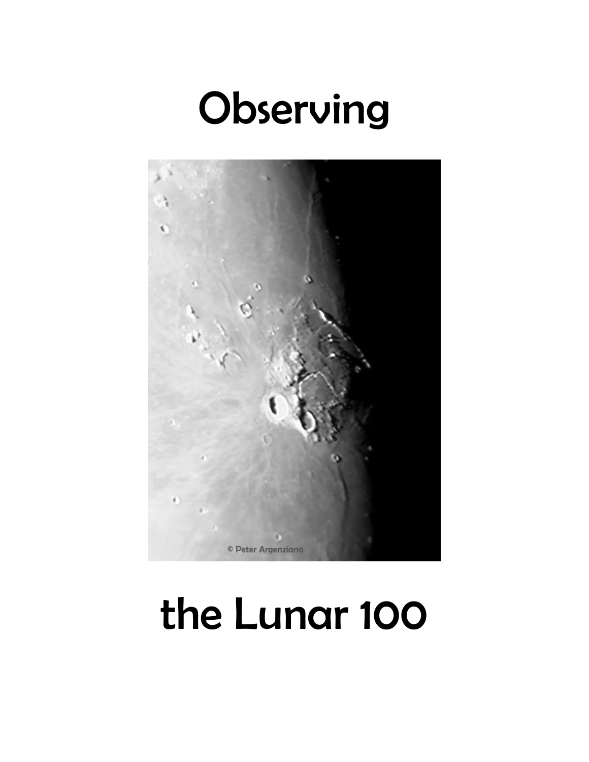# Observing

© Peter Argenziano

# the Lunar 100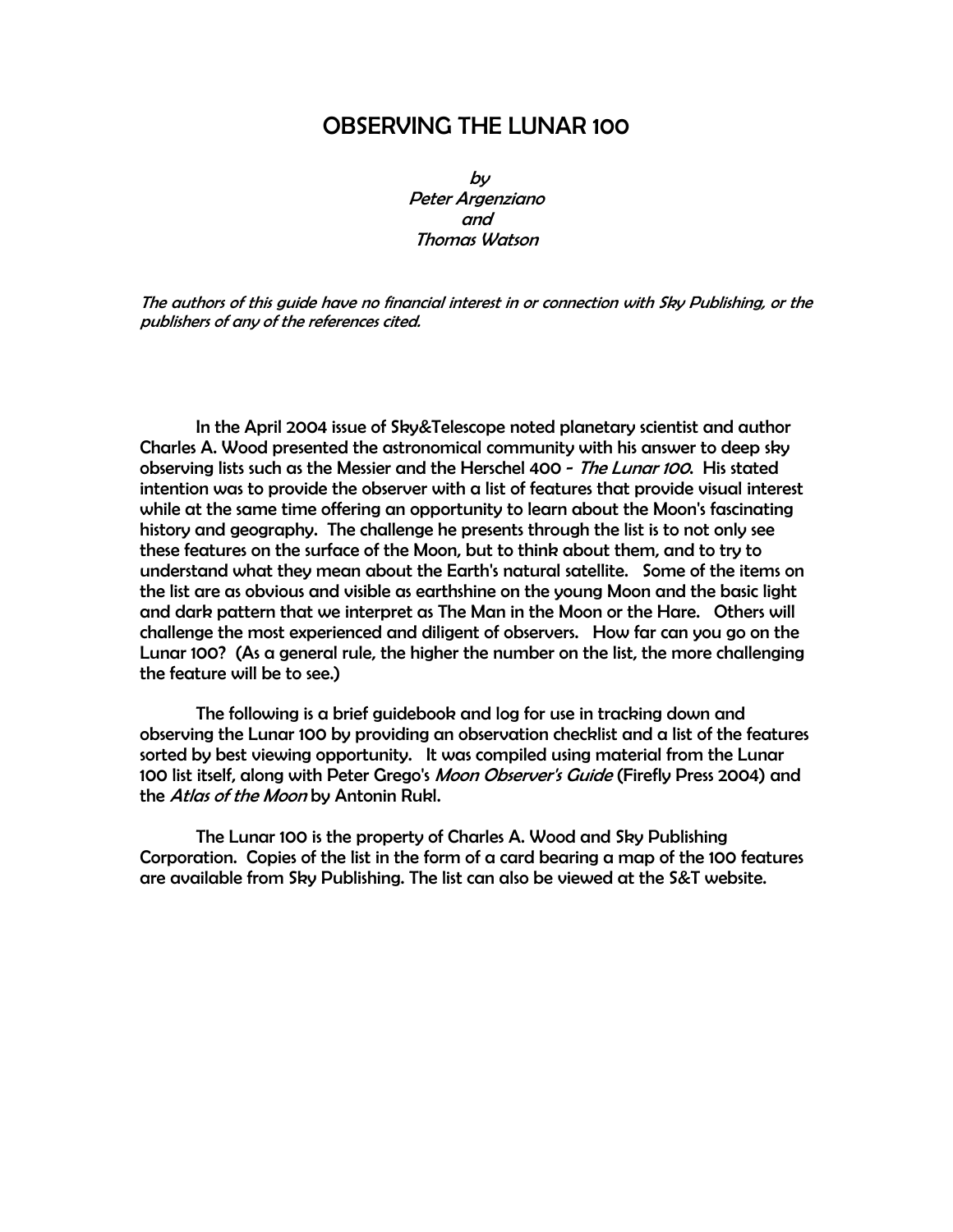# OBSERVING THE LUNAR 100

*by*
*Peter Argenziano*
*and*
*Thomas Watson*

*The authors of this guide have no financial interest in or connection with Sky Publishing, or the publishers of any of the references cited.*

In the April 2004 issue of Sky&Telescope noted planetary scientist and author Charles A. Wood presented the astronomical community with his answer to deep sky observing lists such as the Messier and the Herschel 400 - *The Lunar 100*. His stated intention was to provide the observer with a list of features that provide visual interest while at the same time offering an opportunity to learn about the Moon's fascinating history and geography. The challenge he presents through the list is to not only see these features on the surface of the Moon, but to think about them, and to try to understand what they mean about the Earth's natural satellite. Some of the items on the list are as obvious and visible as earthshine on the young Moon and the basic light and dark pattern that we interpret as The Man in the Moon or the Hare. Others will challenge the most experienced and diligent of observers. How far can you go on the Lunar 100? (As a general rule, the higher the number on the list, the more challenging the feature will be to see.)

The following is a brief guidebook and log for use in tracking down and observing the Lunar 100 by providing an observation checklist and a list of the features sorted by best viewing opportunity. It was compiled using material from the Lunar 100 list itself, along with Peter Grego's *Moon Observer's Guide* (Firefly Press 2004) and the *Atlas of the Moon* by Antonin Rukl.

The Lunar 100 is the property of Charles A. Wood and Sky Publishing Corporation. Copies of the list in the form of a card bearing a map of the 100 features are available from Sky Publishing. The list can also be viewed at the S&T website.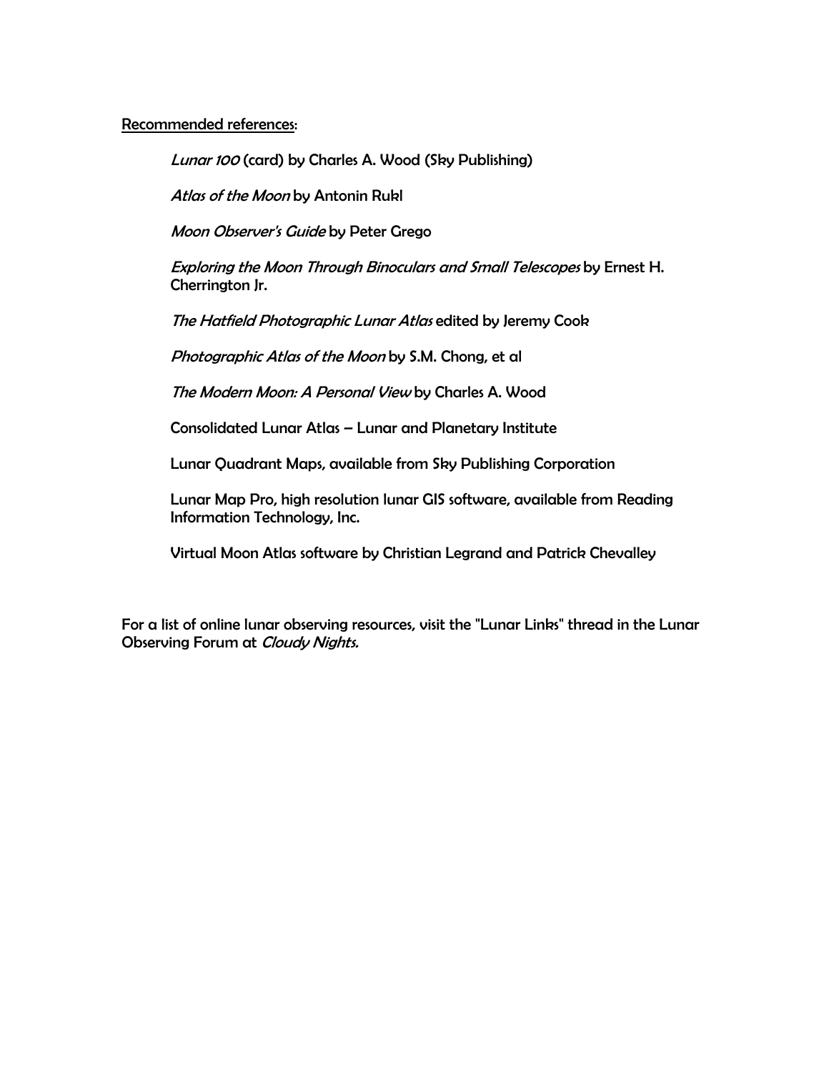Recommended references:

*Lunar 100* (card) by Charles A. Wood (Sky Publishing)

*Atlas of the Moon* by Antonin Rukl

*Moon Observer's Guide* by Peter Grego

*Exploring the Moon Through Binoculars and Small Telescopes* by Ernest H. Cherrington Jr.

*The Hatfield Photographic Lunar Atlas* edited by Jeremy Cook

*Photographic Atlas of the Moon* by S.M. Chong, et al

*The Modern Moon: A Personal View* by Charles A. Wood

Consolidated Lunar Atlas – Lunar and Planetary Institute

Lunar Quadrant Maps, available from Sky Publishing Corporation

Lunar Map Pro, high resolution lunar GIS software, available from Reading Information Technology, Inc.

Virtual Moon Atlas software by Christian Legrand and Patrick Chevalley

For a list of online lunar observing resources, visit the "Lunar Links" thread in the Lunar Observing Forum at *Cloudy Nights.*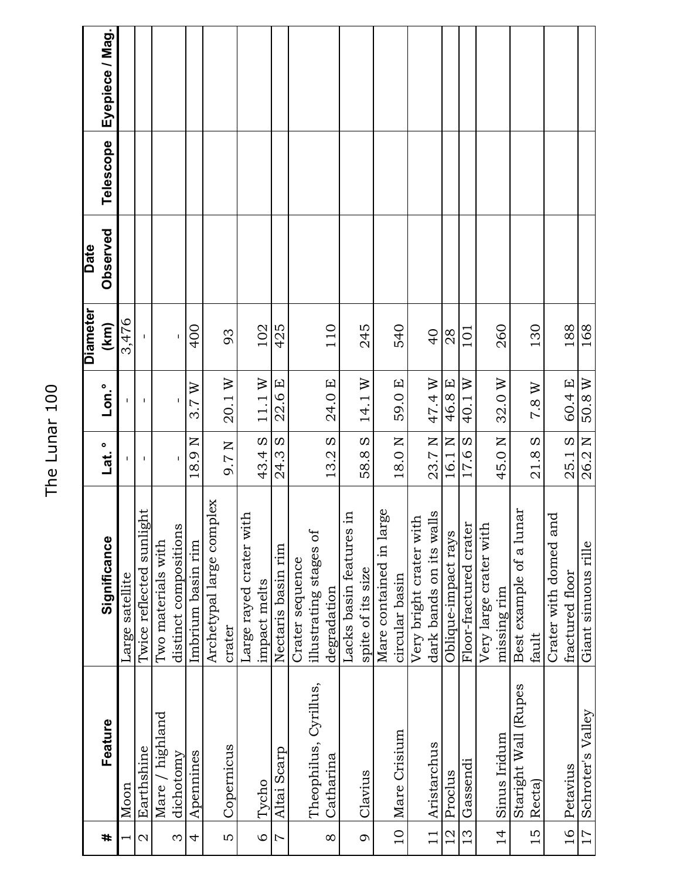# The Lunar 100

| # | Feature | Significance | Lat. ° | Lon.° | Diameter (km) | Date Observed | Telescope | Eyepiece / Mag. |
|---|---|---|---|---|---|---|---|---|
| 1 | Moon | Large satellite | - | - | 3,476 | | | |
| 2 | Earthshine | Twice reflected sunlight | - | - | - | | | |
| 3 | Mare / highland dichotomy | Two materials with distinct compositions | - | - | - | | | |
| 4 | Apennines | Imbrium basin rim | 18.9 N | 3.7 W | 400 | | | |
| 5 | Copernicus | Archetypal large complex crater | 9.7 N | 20.1 W | 93 | | | |
| 6 | Tycho | Large rayed crater with impact melts | 43.4 S | 11.1 W | 102 | | | |
| 7 | Altai Scarp | Nectaris basin rim | 24.3 S | 22.6 E | 425 | | | |
| 8 | Theophilus, Cyrillus, Catharina | Crater sequence illustrating stages of degradation | 13.2 S | 24.0 E | 110 | | | |
| 9 | Clavius | Lacks basin features in spite of its size | 58.8 S | 14.1 W | 245 | | | |
| 10 | Mare Crisium | Mare contained in large circular basin | 18.0 N | 59.0 E | 540 | | | |
| 11 | Aristarchus | Very bright crater with dark bands on its walls | 23.7 N | 47.4 W | 40 | | | |
| 12 | Proclus | Oblique-impact rays | 16.1 N | 46.8 E | 28 | | | |
| 13 | Gassendi | Floor-fractured crater | 17.6 S | 40.1 W | 101 | | | |
| 14 | Sinus Iridum | Very large crater with missing rim | 45.0 N | 32.0 W | 260 | | | |
| 15 | Staright Wall (Rupes Recta) | Best example of a lunar fault | 21.8 S | 7.8 W | 130 | | | |
| 16 | Petavius | Crater with domed and fractured floor | 25.1 S | 60.4 E | 188 | | | |
| 17 | Schroter's Valley | Giant sinuous rille | 26.2 N | 50.8 W | 168 | | | |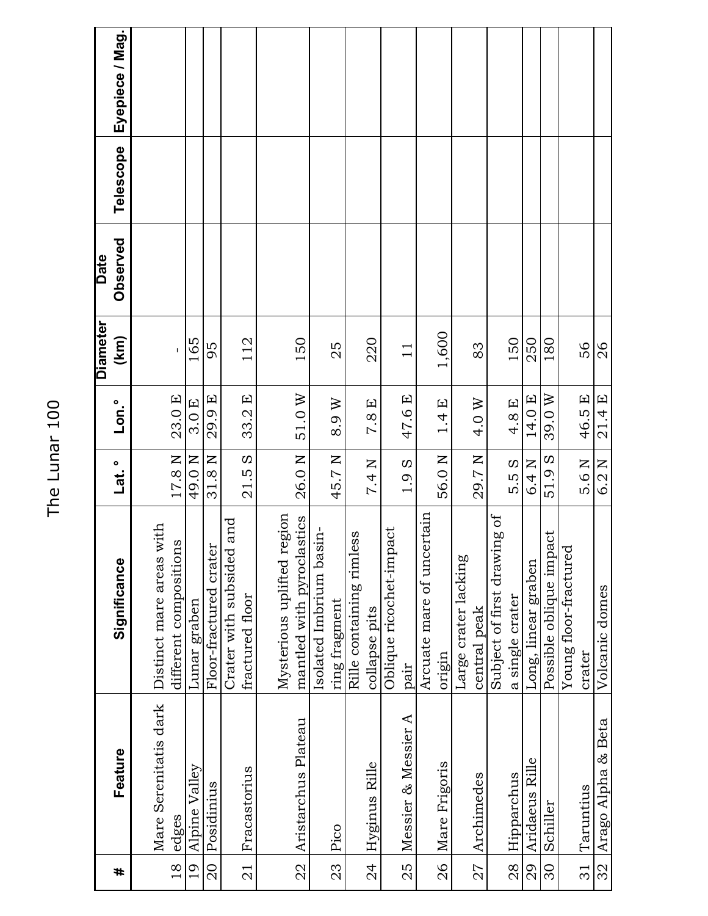# The Lunar 100

| # | Feature | Significance | Lat. ° | Lon.° | Diameter (km) | Date Observed | Telescope | Eyepiece / Mag. |
|---|---|---|---|---|---|---|---|---|
| 18 | Mare Serenitatis dark edges | Distinct mare areas with different compositions | 17.8 N | 23.0 E | - | | | |
| 19 | Alpine Valley | Lunar graben | 49.0 N | 3.0 E | 165 | | | |
| 20 | Posidinius | Floor-fractured crater | 31.8 N | 29.9 E | 95 | | | |
| 21 | Fracastorius | Crater with subsided and fractured floor | 21.5 S | 33.2 E | 112 | | | |
| 22 | Aristarchus Plateau | Mysterious uplifted region mantled with pyroclastics | 26.0 N | 51.0 W | 150 | | | |
| 23 | Pico | Isolated Imbrium basin-ring fragment | 45.7 N | 8.9 W | 25 | | | |
| 24 | Hyginus Rille | Rille containing rimless collapse pits | 7.4 N | 7.8 E | 220 | | | |
| 25 | Messier & Messier A | Oblique ricochet-impact pair | 1.9 S | 47.6 E | 11 | | | |
| 26 | Mare Frigoris | Arcuate mare of uncertain origin | 56.0 N | 1.4 E | 1,600 | | | |
| 27 | Archimedes | Large crater lacking central peak | 29.7 N | 4.0 W | 83 | | | |
| 28 | Hipparchus | Subject of first drawing of a single crater | 5.5 S | 4.8 E | 150 | | | |
| 29 | Aridaeus Rille | Long, linear graben | 6.4 N | 14.0 E | 250 | | | |
| 30 | Schiller | Possible oblique impact | 51.9 S | 39.0 W | 180 | | | |
| 31 | Taruntius | Young floor-fractured crater | 5.6 N | 46.5 E | 56 | | | |
| 32 | Arago Alpha & Beta | Volcanic domes | 6.2 N | 21.4 E | 26 | | | |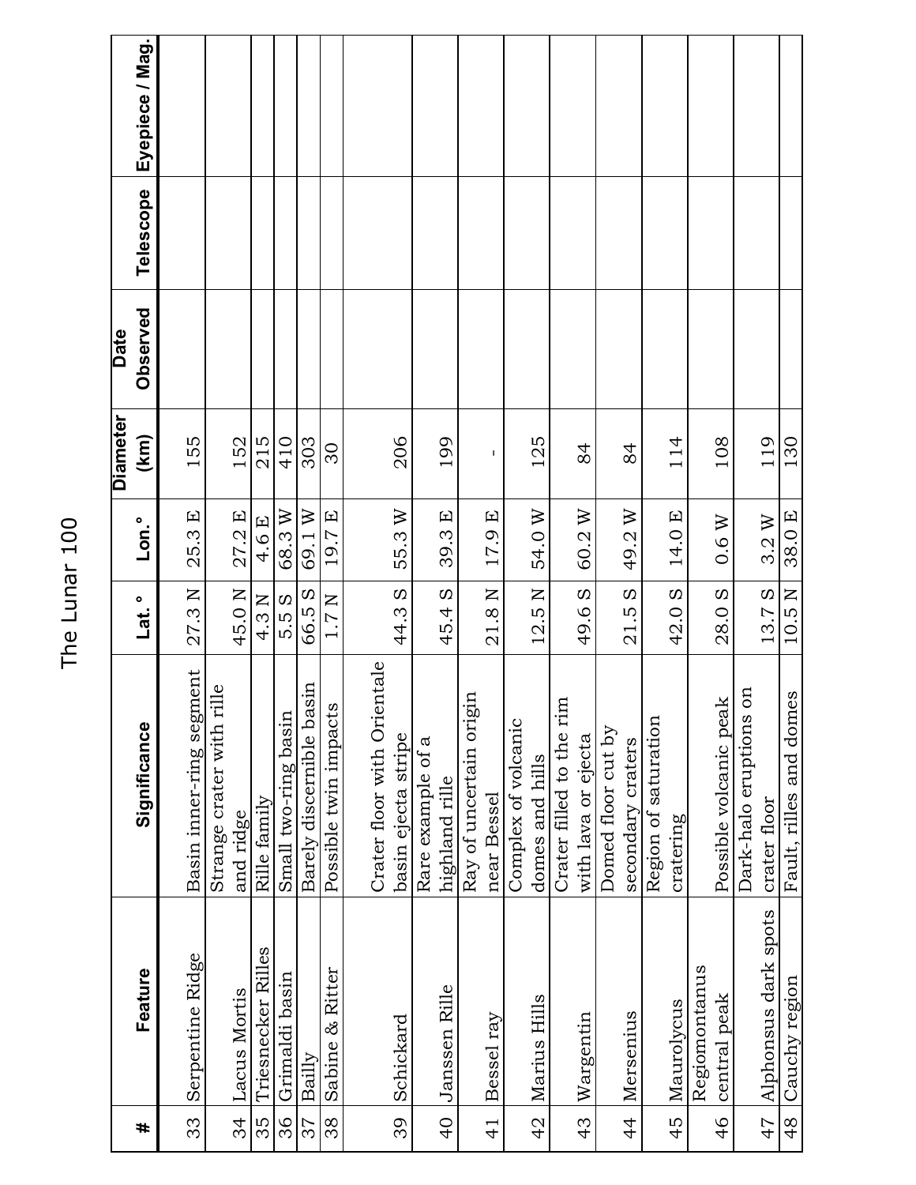# The Lunar 100

| # | Feature | Significance | Lat. ° | Lon.° | Diameter (km) | Date Observed | Telescope | Eyepiece / Mag. |
|---|---|---|---|---|---|---|---|---|
| 33 | Serpentine Ridge | Basin inner-ring segment | 27.3 N | 25.3 E | 155 | | | |
| 34 | Lacus Mortis | Strange crater with rille and ridge | 45.0 N | 27.2 E | 152 | | | |
| 35 | Triesnecker Rilles | Rille family | 4.3 N | 4.6 E | 215 | | | |
| 36 | Grimaldi basin | Small two-ring basin | 5.5 S | 68.3 W | 410 | | | |
| 37 | Bailly | Barely discernible basin | 66.5 S | 69.1 W | 303 | | | |
| 38 | Sabine & Ritter | Possible twin impacts | 1.7 N | 19.7 E | 30 | | | |
| 39 | Schickard | Crater floor with Orientale basin ejecta stripe | 44.3 S | 55.3 W | 206 | | | |
| 40 | Janssen Rille | Rare example of a highland rille | 45.4 S | 39.3 E | 199 | | | |
| 41 | Bessel ray | Ray of uncertain origin near Bessel | 21.8 N | 17.9 E | - | | | |
| 42 | Marius Hills | Complex of volcanic domes and hills | 12.5 N | 54.0 W | 125 | | | |
| 43 | Wargentin | Crater filled to the rim with lava or ejecta | 49.6 S | 60.2 W | 84 | | | |
| 44 | Mersenius | Domed floor cut by secondary craters | 21.5 S | 49.2 W | 84 | | | |
| 45 | Maurolycus | Region of saturation cratering | 42.0 S | 14.0 E | 114 | | | |
| 46 | Regiomontanus central peak | Possible volcanic peak | 28.0 S | 0.6 W | 108 | | | |
| 47 | Alphonsus dark spots | Dark-halo eruptions on crater floor | 13.7 S | 3.2 W | 119 | | | |
| 48 | Cauchy region | Fault, rilles and domes | 10.5 N | 38.0 E | 130 | | | |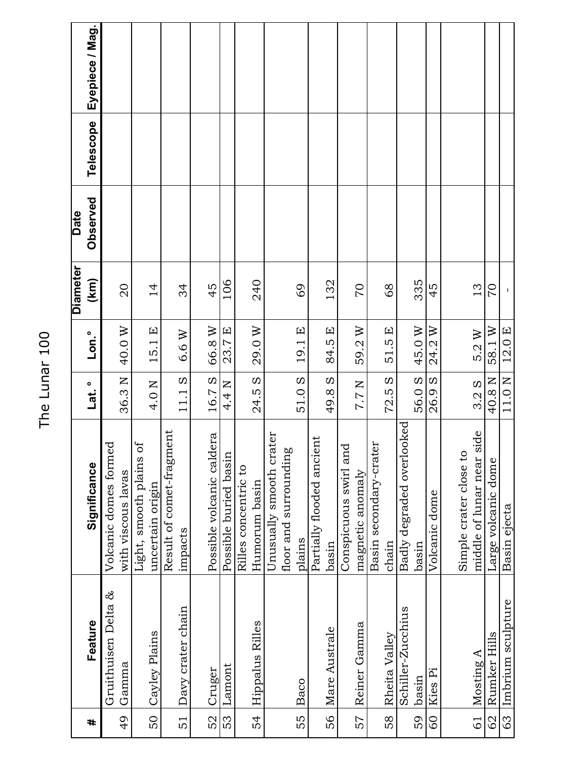# The Lunar 100

| # | Feature | Significance | Lat. ° | Lon.° | Diameter (km) | Date Observed | Telescope | Eyepiece / Mag. |
|---|---|---|---|---|---|---|---|---|
| 49 | Gruithuisen Delta & Gamma | Volcanic domes formed with viscous lavas | 36.3 N | 40.0 W | 20 | | | |
| 50 | Cayley Plains | Light, smooth plains of uncertain origin | 4.0 N | 15.1 E | 14 | | | |
| 51 | Davy crater chain | Result of comet-fragment impacts | 11.1 S | 6.6 W | 34 | | | |
| 52 | Cruger | Possible volcanic caldera | 16.7 S | 66.8 W | 45 | | | |
| 53 | Lamont | Possible buried basin | 4.4 N | 23.7 E | 106 | | | |
| 54 | Hippalus Rilles | Rilles concentric to Humorum basin | 24.5 S | 29.0 W | 240 | | | |
| 55 | Baco | Unusually smooth crater floor and surrounding plains | 51.0 S | 19.1 E | 69 | | | |
| 56 | Mare Australe | Partially flooded ancient basin | 49.8 S | 84.5 E | 132 | | | |
| 57 | Reiner Gamma | Conspicuous swirl and magnetic anomaly | 7.7 N | 59.2 W | 70 | | | |
| 58 | Rheita Valley | Basin secondary-crater chain | 72.5 S | 51.5 E | 68 | | | |
| 59 | Schiller-Zucchius basin | Badly degraded overlooked basin | 56.0 S | 45.0 W | 335 | | | |
| 60 | Kies Pi | Volcanic dome | 26.9 S | 24.2 W | 45 | | | |
| 61 | Mosting A | Simple crater close to middle of lunar near side | 3.2 S | 5.2 W | 13 | | | |
| 62 | Rumker Hills | Large volcanic dome | 40.8 N | 58.1 W | 70 | | | |
| 63 | Imbrium sculpture | Basin ejecta | 11.0 N | 12.0 E | - | | | |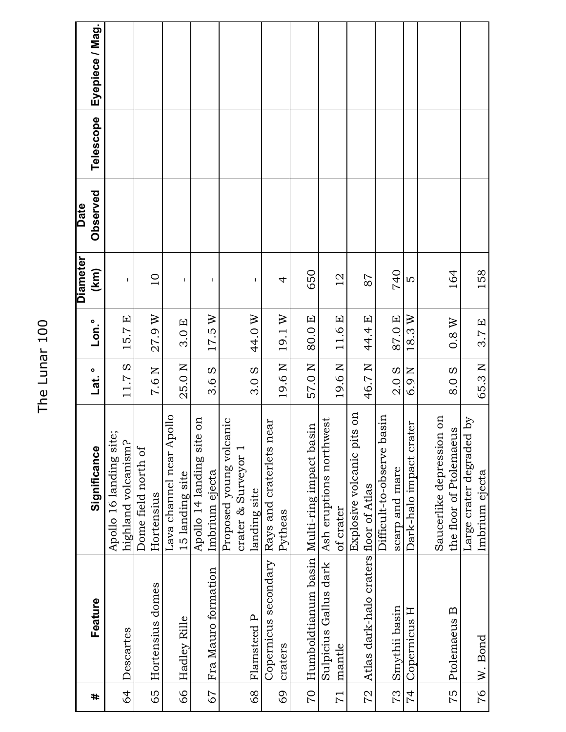# The Lunar 100

| # | Feature | Significance | Lat.° | Lon.° | Diameter (km) | Date Observed | Telescope | Eyepiece / Mag. |
|---|---|---|---|---|---|---|---|---|
| 64 | Descartes | Apollo 16 landing site; highland volcanism? | 11.7 S | 15.7 E | - | | | |
| 65 | Hortensius domes | Dome field north of Hortensius | 7.6 N | 27.9 W | 10 | | | |
| 66 | Hadley Rille | Lava channel near Apollo 15 landing site | 25.0 N | 3.0 E | - | | | |
| 67 | Fra Mauro formation | Apollo 14 landing site on Imbrium ejecta | 3.6 S | 17.5 W | - | | | |
| 68 | Flamsteed P | Proposed young volcanic crater & Surveyor 1 landing site | 3.0 S | 44.0 W | - | | | |
| 69 | Copernicus secondary craters | Rays and craterlets near Pytheas | 19.6 N | 19.1 W | 4 | | | |
| 70 | Humboldtianum basin | Multi-ring impact basin | 57.0 N | 80.0 E | 650 | | | |
| 71 | Sulpicius Gallus dark mantle | Ash eruptions northwest of crater | 19.6 N | 11.6 E | 12 | | | |
| 72 | Atlas dark-halo craters | Explosive volcanic pits on floor of Atlas | 46.7 N | 44.4 E | 87 | | | |
| 73 | Smythii basin | Difficult-to-observe basin scarp and mare | 2.0 S | 87.0 E | 740 | | | |
| 74 | Copernicus H | Dark-halo impact crater | 6.9 N | 18.3 W | 5 | | | |
| 75 | Ptolemaeus B | Saucerlike depression on the floor of Ptolemaeus | 8.0 S | 0.8 W | 164 | | | |
| 76 | W. Bond | Large crater degraded by Imbrium ejecta | 65.3 N | 3.7 E | 158 | | | |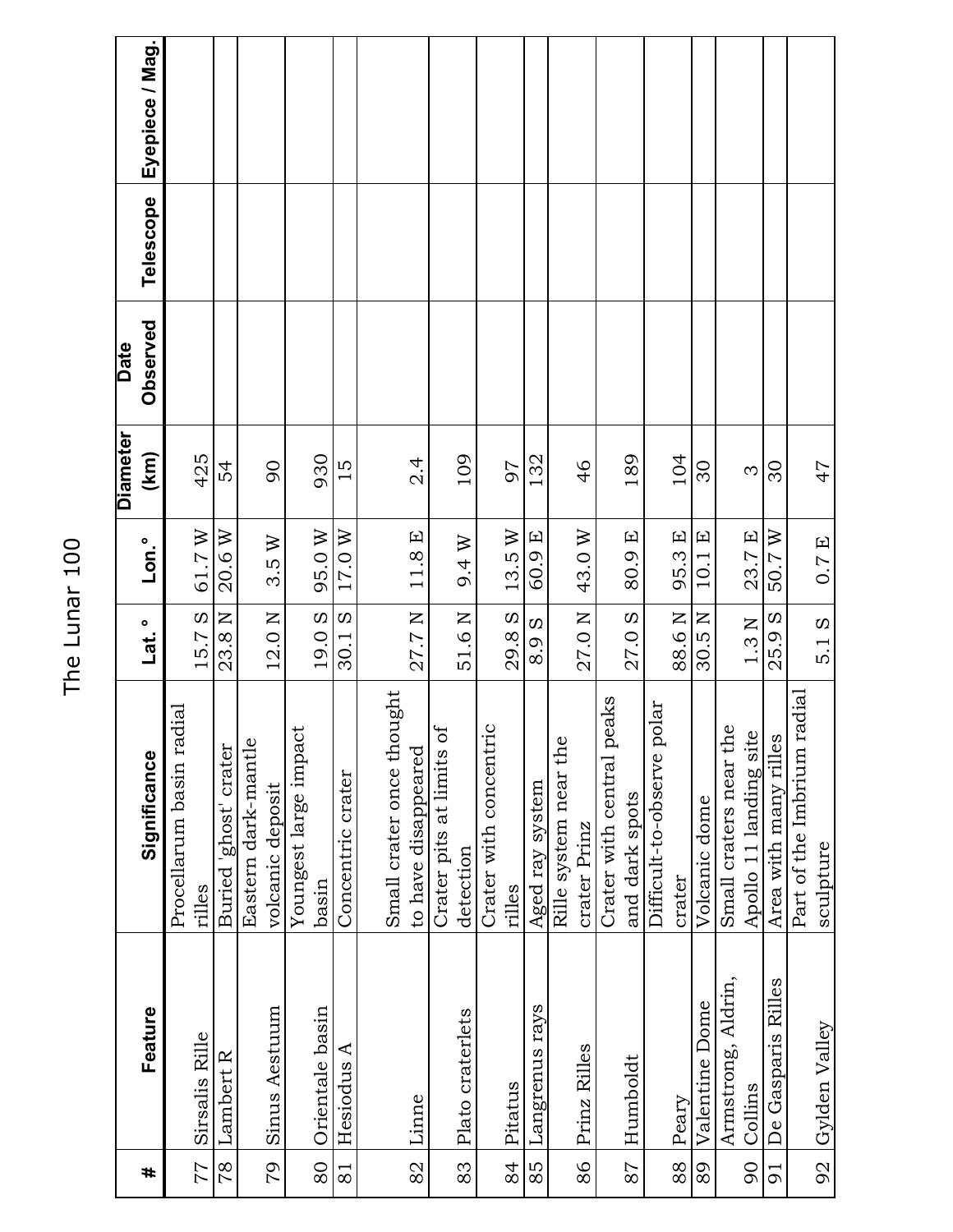# The Lunar 100

| # | Feature | Significance | Lat. ° | Lon.° | Diameter (km) | Date Observed | Telescope | Eyepiece / Mag. |
|---|---|---|---|---|---|---|---|---|
| 77 | Sirsalis Rille | Procellarum basin radial rilles | 15.7 S | 61.7 W | 425 | | | |
| 78 | Lambert R | Buried 'ghost' crater | 23.8 N | 20.6 W | 54 | | | |
| 79 | Sinus Aestuum | Eastern dark-mantle volcanic deposit | 12.0 N | 3.5 W | 90 | | | |
| 80 | Orientale basin | Youngest large impact basin | 19.0 S | 95.0 W | 930 | | | |
| 81 | Hesiodus A | Concentric crater | 30.1 S | 17.0 W | 15 | | | |
| 82 | Linne | Small crater once thought to have disappeared | 27.7 N | 11.8 E | 2.4 | | | |
| 83 | Plato craterlets | Crater pits at limits of detection | 51.6 N | 9.4 W | 109 | | | |
| 84 | Pitatus | Crater with concentric rilles | 29.8 S | 13.5 W | 97 | | | |
| 85 | Langrenus rays | Aged ray system | 8.9 S | 60.9 E | 132 | | | |
| 86 | Prinz Rilles | Rille system near the crater Prinz | 27.0 N | 43.0 W | 46 | | | |
| 87 | Humboldt | Crater with central peaks and dark spots | 27.0 S | 80.9 E | 189 | | | |
| 88 | Peary | Difficult-to-observe polar crater | 88.6 N | 95.3 E | 104 | | | |
| 89 | Valentine Dome | Volcanic dome | 30.5 N | 10.1 E | 30 | | | |
| 90 | Armstrong, Aldrin, Collins | Small craters near the Apollo 11 landing site | 1.3 N | 23.7 E | 3 | | | |
| 91 | De Gasparis Rilles | Area with many rilles | 25.9 S | 50.7 W | 30 | | | |
| 92 | Gylden Valley | Part of the Imbrium radial sculpture | 5.1 S | 0.7 E | 47 | | | |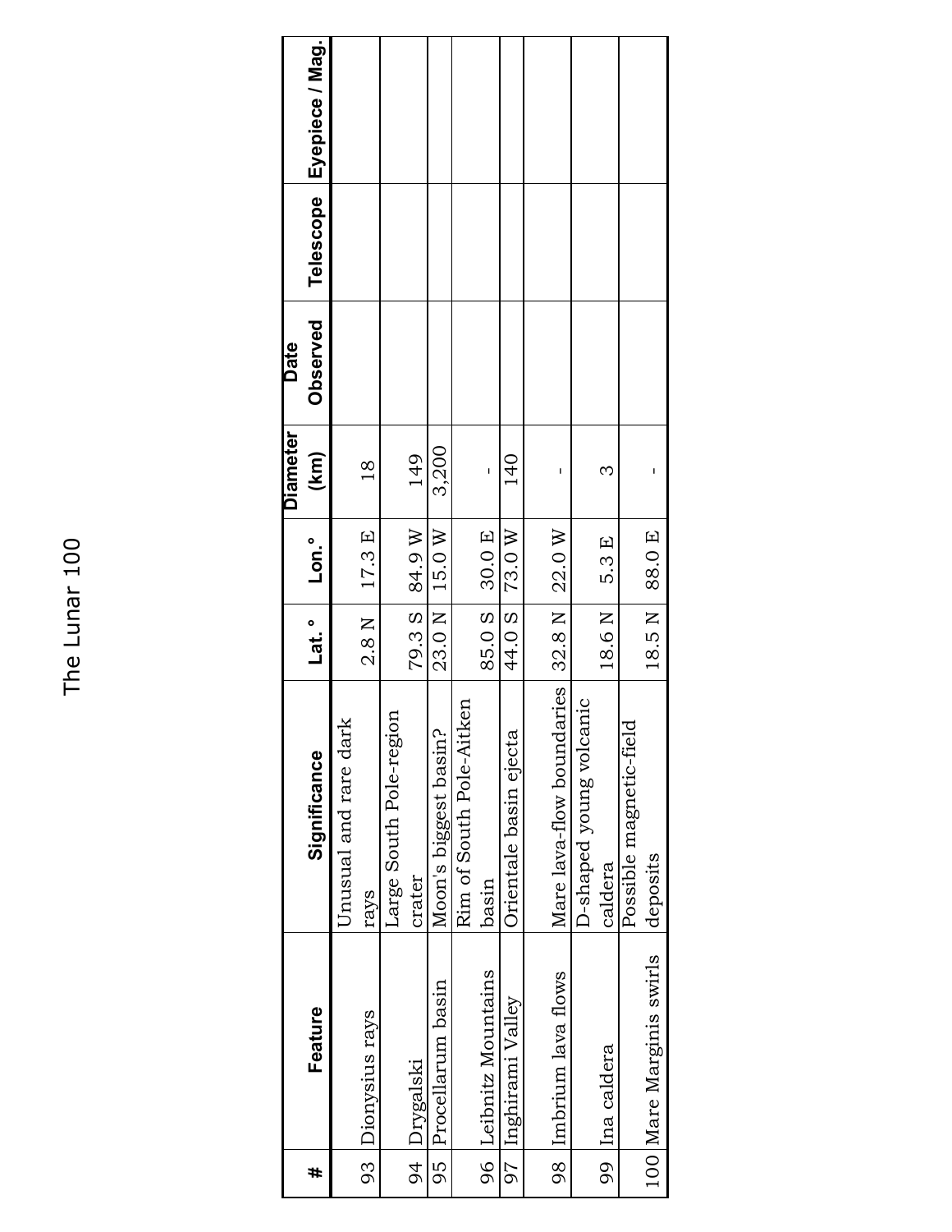# The Lunar 100

| # | Feature | Significance | Lat. ° | Lon.° | Diameter (km) | Date Observed | Telescope | Eyepiece / Mag. |
|---|---|---|---|---|---|---|---|---|
| 93 | Dionysius rays | Unusual and rare dark rays | 2.8 N | 17.3 E | 18 | | | |
| 94 | Drygalski | Large South Pole-region crater | 79.3 S | 84.9 W | 149 | | | |
| 95 | Procellarum basin | Moon's biggest basin? | 23.0 N | 15.0 W | 3,200 | | | |
| 96 | Leibnitz Mountains | Rim of South Pole-Aitken basin | 85.0 S | 30.0 E | - | | | |
| 97 | Inghirami Valley | Orientale basin ejecta | 44.0 S | 73.0 W | 140 | | | |
| 98 | Imbrium lava flows | Mare lava-flow boundaries | 32.8 N | 22.0 W | - | | | |
| 99 | Ina caldera | D-shaped young volcanic caldera | 18.6 N | 5.3 E | 3 | | | |
| 100 | Mare Marginis swirls | Possible magnetic-field deposits | 18.5 N | 88.0 E | - | | | |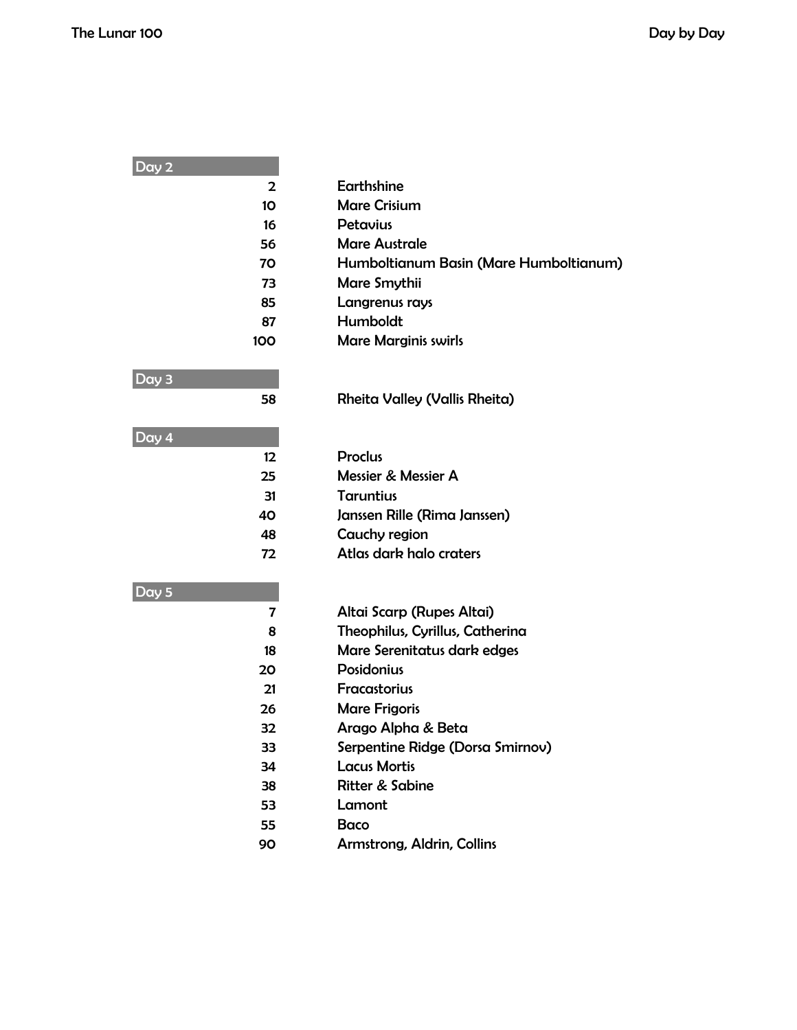## Day 2

| | |
|---|---|
| 2 | Earthshine |
| 10 | Mare Crisium |
| 16 | Petavius |
| 56 | Mare Australe |
| 70 | Humboltianum Basin (Mare Humboltianum) |
| 73 | Mare Smythii |
| 85 | Langrenus rays |
| 87 | Humboldt |
| 100 | Mare Marginis swirls |

## Day 3

| | |
|---|---|
| 58 | Rheita Valley (Vallis Rheita) |

## Day 4

| | |
|---|---|
| 12 | Proclus |
| 25 | Messier & Messier A |
| 31 | Taruntius |
| 40 | Janssen Rille (Rima Janssen) |
| 48 | Cauchy region |
| 72 | Atlas dark halo craters |

## Day 5

| | |
|---|---|
| 7 | Altai Scarp (Rupes Altai) |
| 8 | Theophilus, Cyrillus, Catherina |
| 18 | Mare Serenitatus dark edges |
| 20 | Posidonius |
| 21 | Fracastorius |
| 26 | Mare Frigoris |
| 32 | Arago Alpha & Beta |
| 33 | Serpentine Ridge (Dorsa Smirnov) |
| 34 | Lacus Mortis |
| 38 | Ritter & Sabine |
| 53 | Lamont |
| 55 | Baco |
| 90 | Armstrong, Aldrin, Collins |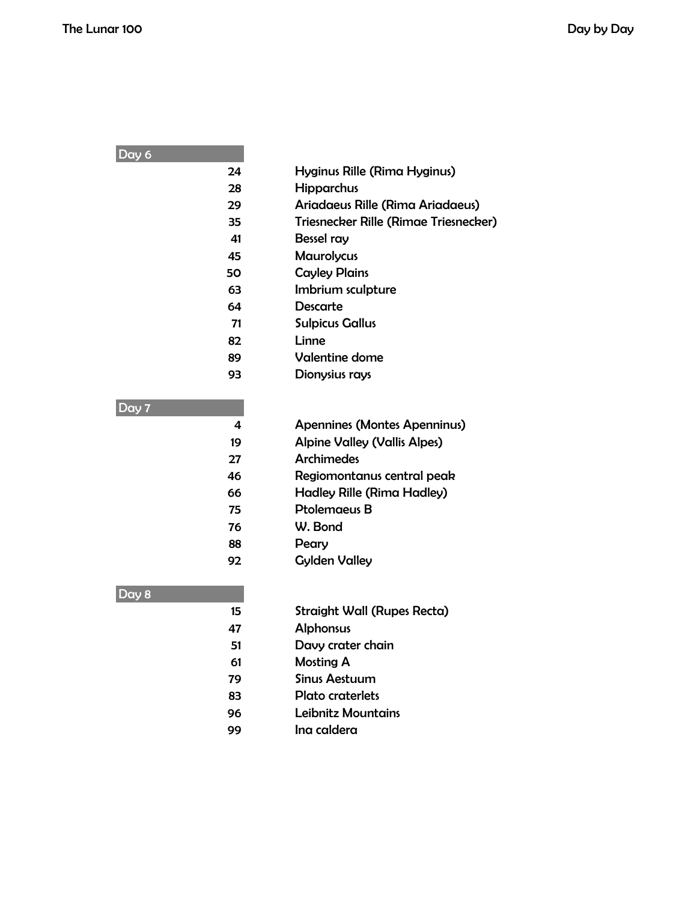## Day 6

| | |
|---|---|
| 24 | Hyginus Rille (Rima Hyginus) |
| 28 | Hipparchus |
| 29 | Ariadaeus Rille (Rima Ariadaeus) |
| 35 | Triesnecker Rille (Rimae Triesnecker) |
| 41 | Bessel ray |
| 45 | Maurolycus |
| 50 | Cayley Plains |
| 63 | Imbrium sculpture |
| 64 | Descarte |
| 71 | Sulpicus Gallus |
| 82 | Linne |
| 89 | Valentine dome |
| 93 | Dionysius rays |

## Day 7

| | |
|---|---|
| 4 | Apennines (Montes Apenninus) |
| 19 | Alpine Valley (Vallis Alpes) |
| 27 | Archimedes |
| 46 | Regiomontanus central peak |
| 66 | Hadley Rille (Rima Hadley) |
| 75 | Ptolemaeus B |
| 76 | W. Bond |
| 88 | Peary |
| 92 | Gylden Valley |

## Day 8

| | |
|---|---|
| 15 | Straight Wall (Rupes Recta) |
| 47 | Alphonsus |
| 51 | Davy crater chain |
| 61 | Mosting A |
| 79 | Sinus Aestuum |
| 83 | Plato craterlets |
| 96 | Leibnitz Mountains |
| 99 | Ina caldera |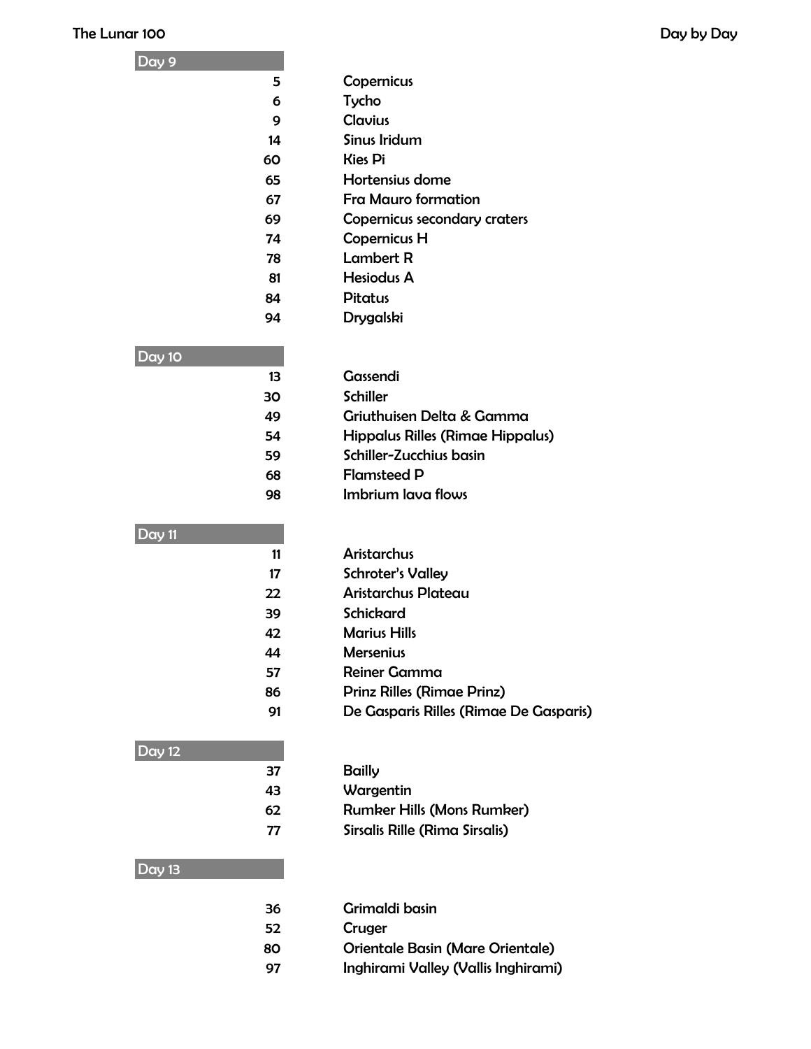## Day 9

| | |
|---|---|
| 5 | Copernicus |
| 6 | Tycho |
| 9 | Clavius |
| 14 | Sinus Iridum |
| 60 | Kies Pi |
| 65 | Hortensius dome |
| 67 | Fra Mauro formation |
| 69 | Copernicus secondary craters |
| 74 | Copernicus H |
| 78 | Lambert R |
| 81 | Hesiodus A |
| 84 | Pitatus |
| 94 | Drygalski |

## Day 10

| | |
|---|---|
| 13 | Gassendi |
| 30 | Schiller |
| 49 | Griuthuisen Delta & Gamma |
| 54 | Hippalus Rilles (Rimae Hippalus) |
| 59 | Schiller-Zucchius basin |
| 68 | Flamsteed P |
| 98 | Imbrium lava flows |

## Day 11

| | |
|---|---|
| 11 | Aristarchus |
| 17 | Schroter's Valley |
| 22 | Aristarchus Plateau |
| 39 | Schickard |
| 42 | Marius Hills |
| 44 | Mersenius |
| 57 | Reiner Gamma |
| 86 | Prinz Rilles (Rimae Prinz) |
| 91 | De Gasparis Rilles (Rimae De Gasparis) |

## Day 12

| | |
|---|---|
| 37 | Bailly |
| 43 | Wargentin |
| 62 | Rumker Hills (Mons Rumker) |
| 77 | Sirsalis Rille (Rima Sirsalis) |

## Day 13

| | |
|---|---|
| 36 | Grimaldi basin |
| 52 | Cruger |
| 80 | Orientale Basin (Mare Orientale) |
| 97 | Inghirami Valley (Vallis Inghirami) |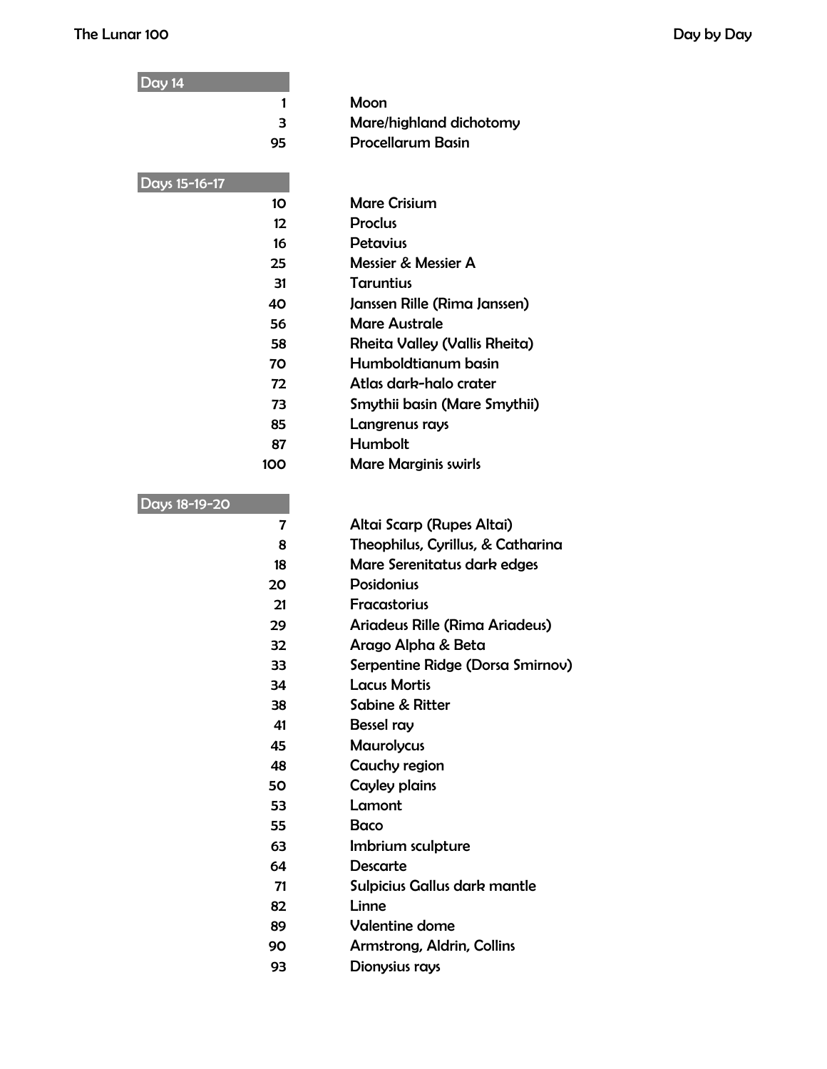## Day 14

| | |
|---|---|
| 1 | Moon |
| 3 | Mare/highland dichotomy |
| 95 | Procellarum Basin |

## Days 15-16-17

| | |
|---|---|
| 10 | Mare Crisium |
| 12 | Proclus |
| 16 | Petavius |
| 25 | Messier & Messier A |
| 31 | Taruntius |
| 40 | Janssen Rille (Rima Janssen) |
| 56 | Mare Australe |
| 58 | Rheita Valley (Vallis Rheita) |
| 70 | Humboldtianum basin |
| 72 | Atlas dark-halo crater |
| 73 | Smythii basin (Mare Smythii) |
| 85 | Langrenus rays |
| 87 | Humbolt |
| 100 | Mare Marginis swirls |

## Days 18-19-20

| | |
|---|---|
| 7 | Altai Scarp (Rupes Altai) |
| 8 | Theophilus, Cyrillus, & Catharina |
| 18 | Mare Serenitatus dark edges |
| 20 | Posidonius |
| 21 | Fracastorius |
| 29 | Ariadeus Rille (Rima Ariadeus) |
| 32 | Arago Alpha & Beta |
| 33 | Serpentine Ridge (Dorsa Smirnov) |
| 34 | Lacus Mortis |
| 38 | Sabine & Ritter |
| 41 | Bessel ray |
| 45 | Maurolycus |
| 48 | Cauchy region |
| 50 | Cayley plains |
| 53 | Lamont |
| 55 | Baco |
| 63 | Imbrium sculpture |
| 64 | Descarte |
| 71 | Sulpicius Gallus dark mantle |
| 82 | Linne |
| 89 | Valentine dome |
| 90 | Armstrong, Aldrin, Collins |
| 93 | Dionysius rays |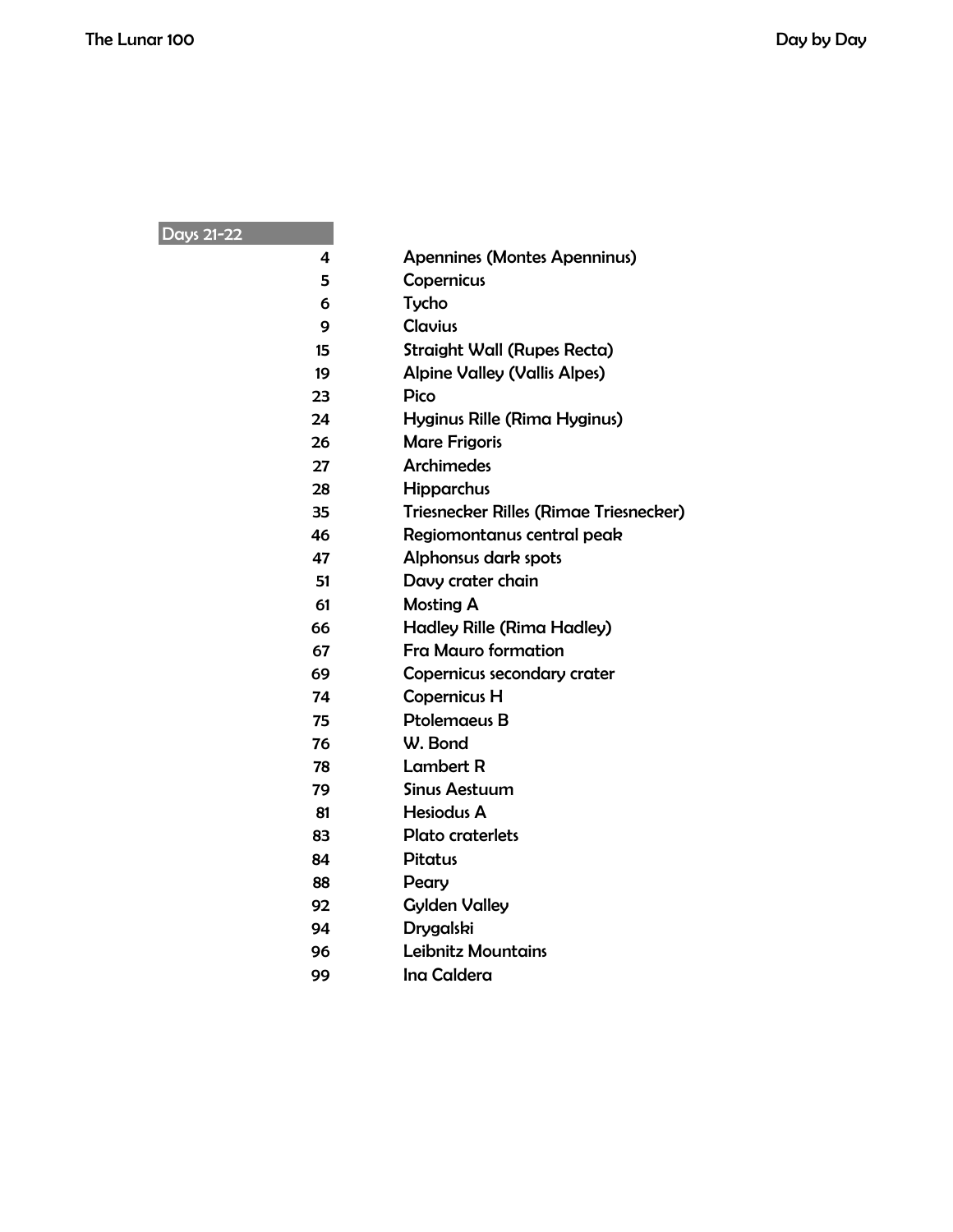| Days 21-22 | |
|---|---|
| 4 | Apennines (Montes Apenninus) |
| 5 | Copernicus |
| 6 | Tycho |
| 9 | Clavius |
| 15 | Straight Wall (Rupes Recta) |
| 19 | Alpine Valley (Vallis Alpes) |
| 23 | Pico |
| 24 | Hyginus Rille (Rima Hyginus) |
| 26 | Mare Frigoris |
| 27 | Archimedes |
| 28 | Hipparchus |
| 35 | Triesnecker Rilles (Rimae Triesnecker) |
| 46 | Regiomontanus central peak |
| 47 | Alphonsus dark spots |
| 51 | Davy crater chain |
| 61 | Mosting A |
| 66 | Hadley Rille (Rima Hadley) |
| 67 | Fra Mauro formation |
| 69 | Copernicus secondary crater |
| 74 | Copernicus H |
| 75 | Ptolemaeus B |
| 76 | W. Bond |
| 78 | Lambert R |
| 79 | Sinus Aestuum |
| 81 | Hesiodus A |
| 83 | Plato craterlets |
| 84 | Pitatus |
| 88 | Peary |
| 92 | Gylden Valley |
| 94 | Drygalski |
| 96 | Leibnitz Mountains |
| 99 | Ina Caldera |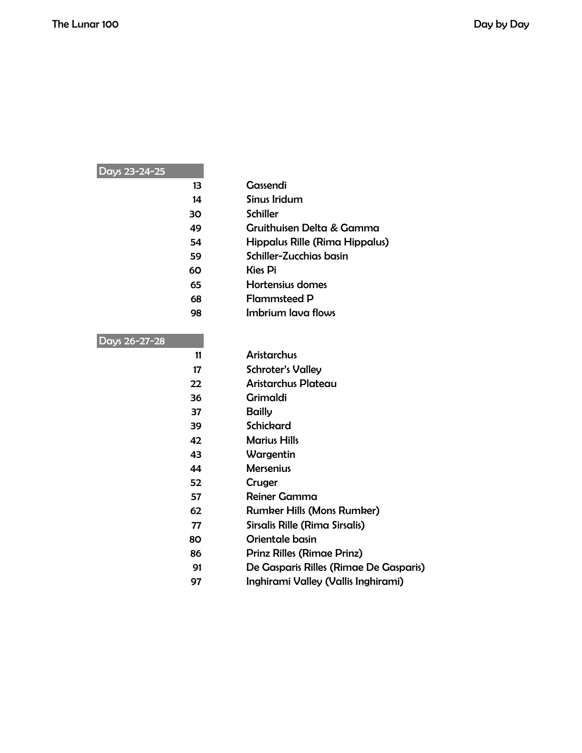## Days 23-24-25

| | |
|---|---|
| 13 | Gassendi |
| 14 | Sinus Iridum |
| 30 | Schiller |
| 49 | Gruithuisen Delta & Gamma |
| 54 | Hippalus Rille (Rima Hippalus) |
| 59 | Schiller-Zucchias basin |
| 60 | Kies Pi |
| 65 | Hortensius domes |
| 68 | Flammsteed P |
| 98 | Imbrium lava flows |

## Days 26-27-28

| | |
|---|---|
| 11 | Aristarchus |
| 17 | Schroter's Valley |
| 22 | Aristarchus Plateau |
| 36 | Grimaldi |
| 37 | Bailly |
| 39 | Schickard |
| 42 | Marius Hills |
| 43 | Wargentin |
| 44 | Mersenius |
| 52 | Cruger |
| 57 | Reiner Gamma |
| 62 | Rumker Hills (Mons Rumker) |
| 77 | Sirsalis Rille (Rima Sirsalis) |
| 80 | Orientale basin |
| 86 | Prinz Rilles (Rimae Prinz) |
| 91 | De Gasparis Rilles (Rimae De Gasparis) |
| 97 | Inghirami Valley (Vallis Inghirami) |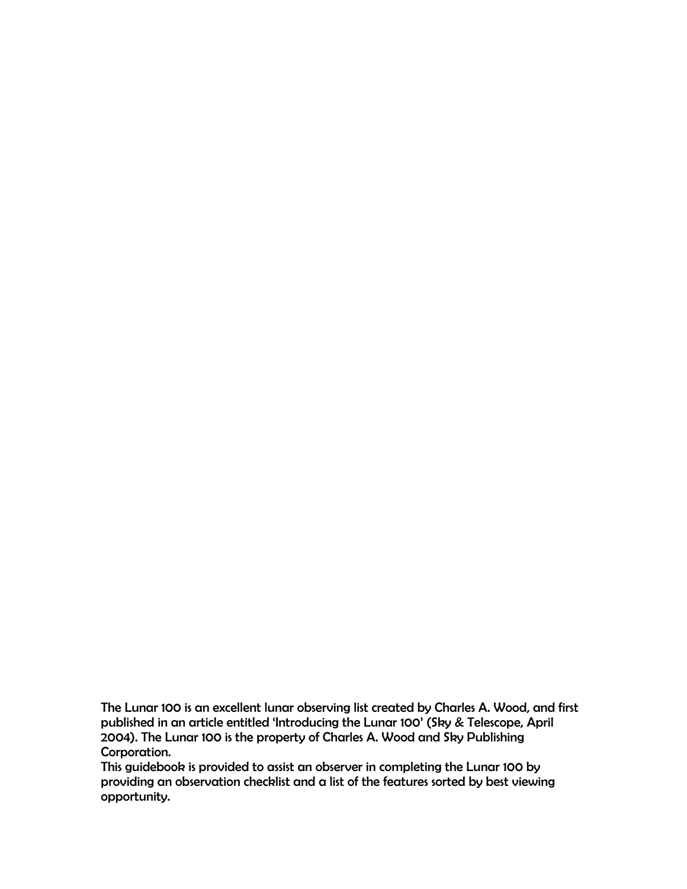The Lunar 100 is an excellent lunar observing list created by Charles A. Wood, and first published in an article entitled 'Introducing the Lunar 100' (Sky & Telescope, April 2004). The Lunar 100 is the property of Charles A. Wood and Sky Publishing Corporation.

This guidebook is provided to assist an observer in completing the Lunar 100 by providing an observation checklist and a list of the features sorted by best viewing opportunity.